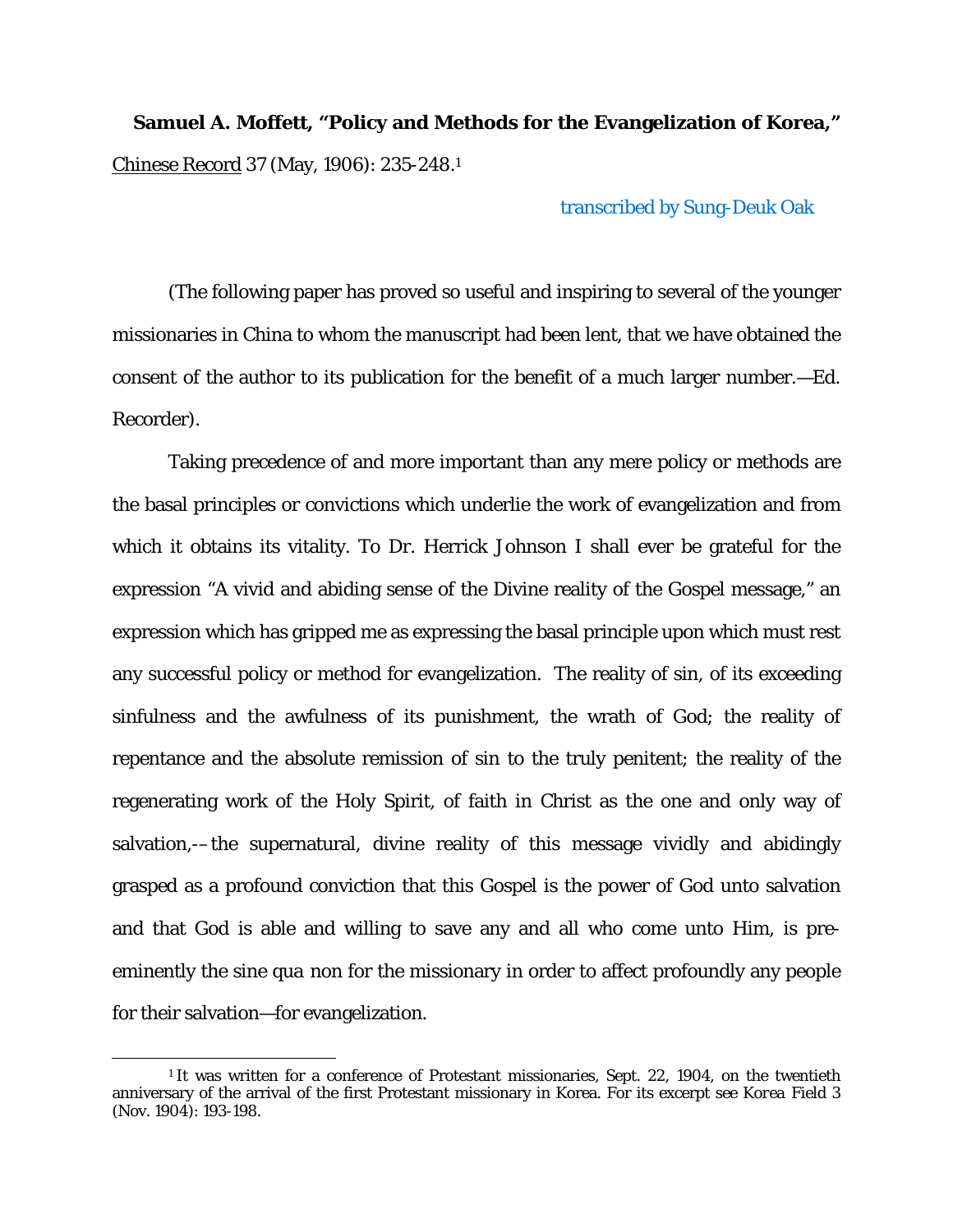**Samuel A. Moffett, "Policy and Methods for the Evangelization of Korea,"** Chinese Record 37 (May, 1906): 235-248.[1]

transcribed by Sung-Deuk Oak

(The following paper has proved so useful and inspiring to several of the younger missionaries in China to whom the manuscript had been lent, that we have obtained the consent of the author to its publication for the benefit of a much larger number.—Ed. Recorder).

Taking precedence of and more important than any mere policy or methods are the basal principles or convictions which underlie the work of evangelization and from which it obtains its vitality. To Dr. Herrick Johnson I shall ever be grateful for the expression "A vivid and abiding sense of the Divine reality of the Gospel message," an expression which has gripped me as expressing the basal principle upon which must rest any successful policy or method for evangelization. The reality of sin, of its exceeding sinfulness and the awfulness of its punishment, the wrath of God; the reality of repentance and the absolute remission of sin to the truly penitent; the reality of the regenerating work of the Holy Spirit, of faith in Christ as the one and only way of salvation,-–the supernatural, divine reality of this message vividly and abidingly grasped as a profound conviction that this Gospel is the power of God unto salvation and that God is able and willing to save any and all who come unto Him, is pre-eminently the sine qua non for the missionary in order to affect profoundly any people for their salvation—for evangelization.

---

[1] It was written for a conference of Protestant missionaries, Sept. 22, 1904, on the twentieth anniversary of the arrival of the first Protestant missionary in Korea. For its excerpt see Korea Field 3 (Nov. 1904): 193-198.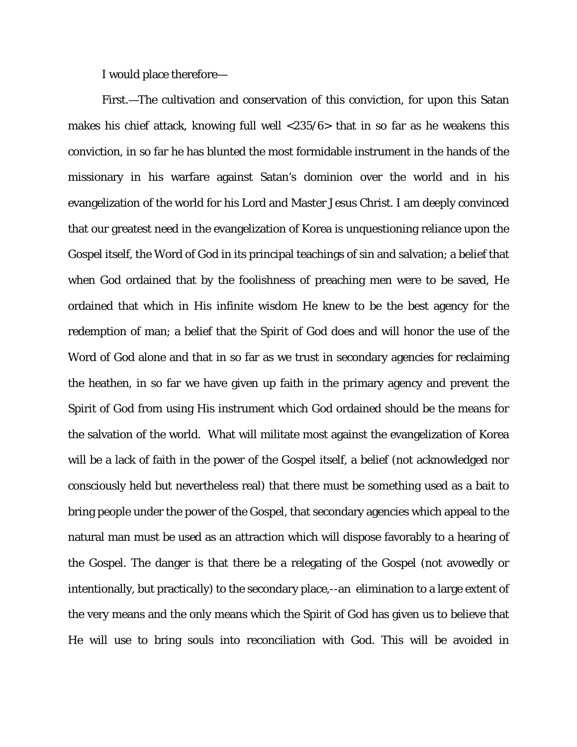I would place therefore—

First.—The cultivation and conservation of this conviction, for upon this Satan makes his chief attack, knowing full well <235/6> that in so far as he weakens this conviction, in so far he has blunted the most formidable instrument in the hands of the missionary in his warfare against Satan's dominion over the world and in his evangelization of the world for his Lord and Master Jesus Christ. I am deeply convinced that our greatest need in the evangelization of Korea is unquestioning reliance upon the Gospel itself, the Word of God in its principal teachings of sin and salvation; a belief that when God ordained that by the foolishness of preaching men were to be saved, He ordained that which in His infinite wisdom He knew to be the best agency for the redemption of man; a belief that the Spirit of God does and will honor the use of the Word of God alone and that in so far as we trust in secondary agencies for reclaiming the heathen, in so far we have given up faith in the primary agency and prevent the Spirit of God from using His instrument which God ordained should be the means for the salvation of the world. What will militate most against the evangelization of Korea will be a lack of faith in the power of the Gospel itself, a belief (not acknowledged nor consciously held but nevertheless real) that there must be something used as a bait to bring people under the power of the Gospel, that secondary agencies which appeal to the natural man must be used as an attraction which will dispose favorably to a hearing of the Gospel. The danger is that there be a relegating of the Gospel (not avowedly or intentionally, but practically) to the secondary place,--an elimination to a large extent of the very means and the only means which the Spirit of God has given us to believe that He will use to bring souls into reconciliation with God. This will be avoided in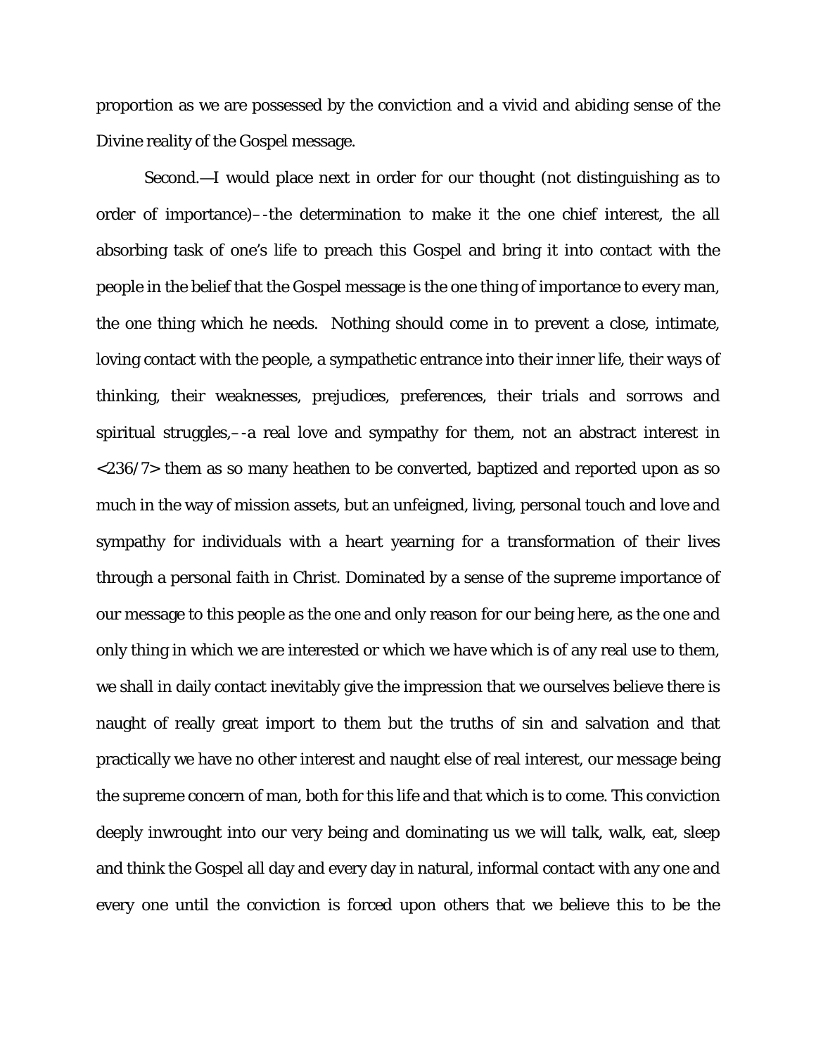proportion as we are possessed by the conviction and a vivid and abiding sense of the Divine reality of the Gospel message.

Second.—I would place next in order for our thought (not distinguishing as to order of importance)–-the determination to make it the one chief interest, the all absorbing task of one's life to preach this Gospel and bring it into contact with the people in the belief that the Gospel message is the one thing of importance to every man, the one thing which he needs. Nothing should come in to prevent a close, intimate, loving contact with the people, a sympathetic entrance into their inner life, their ways of thinking, their weaknesses, prejudices, preferences, their trials and sorrows and spiritual struggles,–-a real love and sympathy for them, not an abstract interest in <236/7> them as so many heathen to be converted, baptized and reported upon as so much in the way of mission assets, but an unfeigned, living, personal touch and love and sympathy for individuals with a heart yearning for a transformation of their lives through a personal faith in Christ. Dominated by a sense of the supreme importance of our message to this people as the one and only reason for our being here, as the one and only thing in which we are interested or which we have which is of any real use to them, we shall in daily contact inevitably give the impression that we ourselves believe there is naught of really great import to them but the truths of sin and salvation and that practically we have no other interest and naught else of real interest, our message being the supreme concern of man, both for this life and that which is to come. This conviction deeply inwrought into our very being and dominating us we will talk, walk, eat, sleep and think the Gospel all day and every day in natural, informal contact with any one and every one until the conviction is forced upon others that we believe this to be the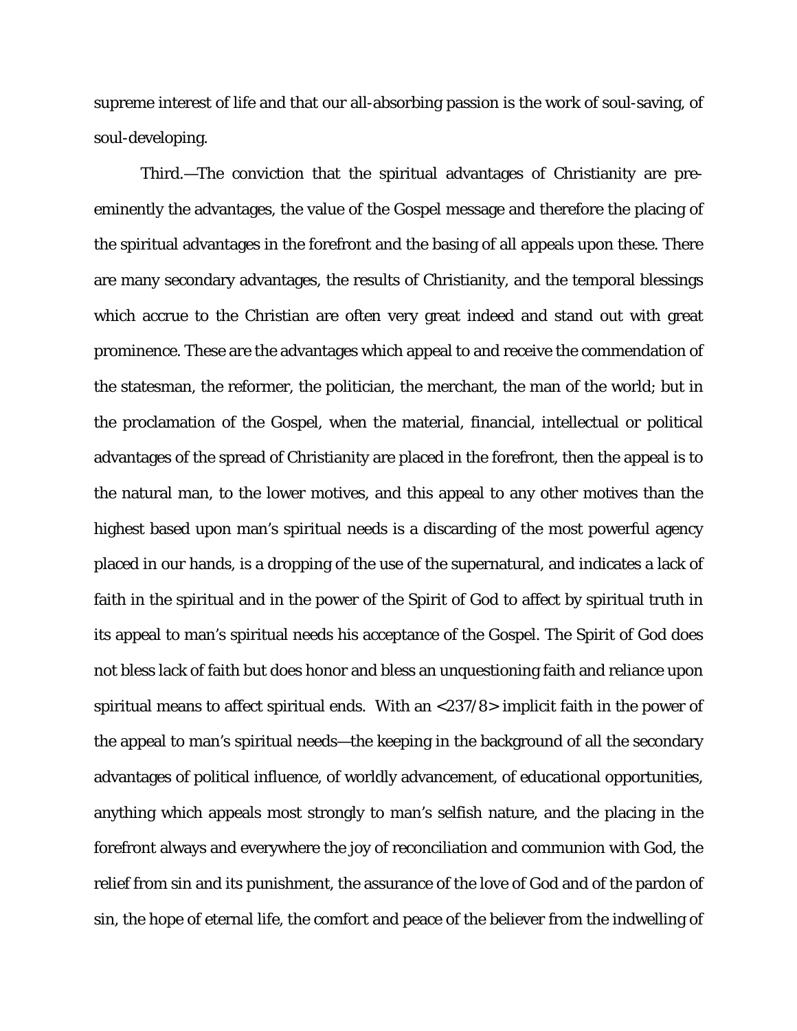supreme interest of life and that our all-absorbing passion is the work of soul-saving, of soul-developing.

Third.—The conviction that the spiritual advantages of Christianity are pre-eminently the advantages, the value of the Gospel message and therefore the placing of the spiritual advantages in the forefront and the basing of all appeals upon these. There are many secondary advantages, the results of Christianity, and the temporal blessings which accrue to the Christian are often very great indeed and stand out with great prominence. These are the advantages which appeal to and receive the commendation of the statesman, the reformer, the politician, the merchant, the man of the world; but in the proclamation of the Gospel, when the material, financial, intellectual or political advantages of the spread of Christianity are placed in the forefront, then the appeal is to the natural man, to the lower motives, and this appeal to any other motives than the highest based upon man's spiritual needs is a discarding of the most powerful agency placed in our hands, is a dropping of the use of the supernatural, and indicates a lack of faith in the spiritual and in the power of the Spirit of God to affect by spiritual truth in its appeal to man's spiritual needs his acceptance of the Gospel. The Spirit of God does not bless lack of faith but does honor and bless an unquestioning faith and reliance upon spiritual means to affect spiritual ends. With an <237/8> implicit faith in the power of the appeal to man's spiritual needs—the keeping in the background of all the secondary advantages of political influence, of worldly advancement, of educational opportunities, anything which appeals most strongly to man's selfish nature, and the placing in the forefront always and everywhere the joy of reconciliation and communion with God, the relief from sin and its punishment, the assurance of the love of God and of the pardon of sin, the hope of eternal life, the comfort and peace of the believer from the indwelling of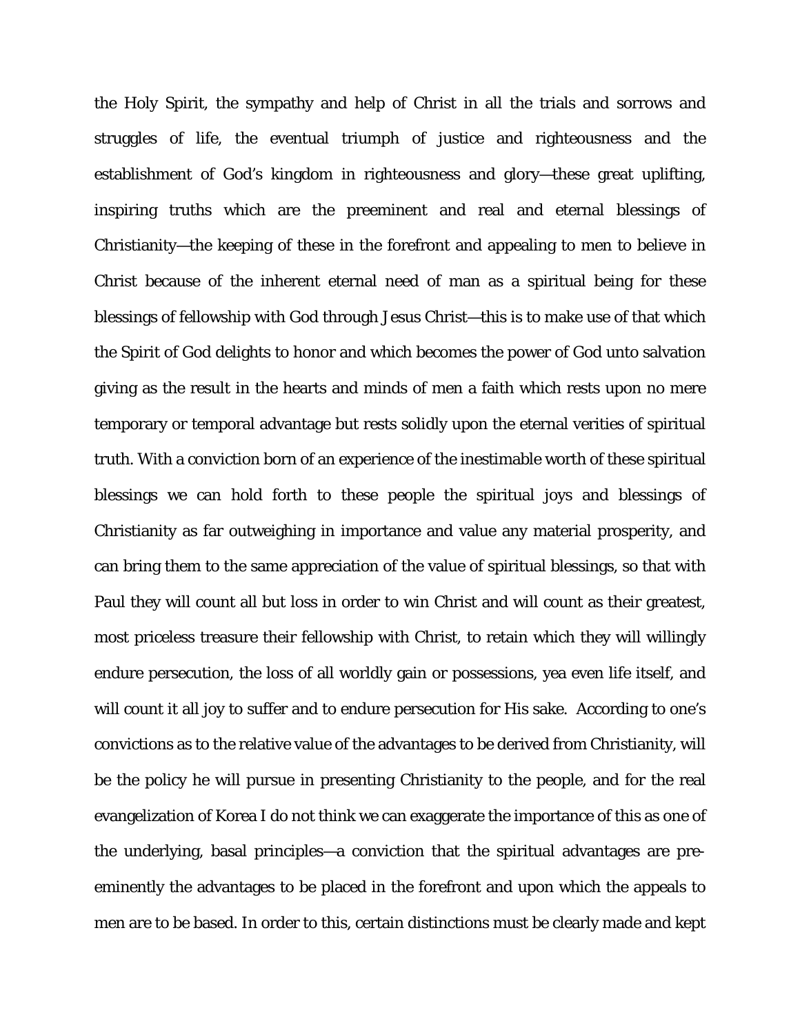the Holy Spirit, the sympathy and help of Christ in all the trials and sorrows and struggles of life, the eventual triumph of justice and righteousness and the establishment of God's kingdom in righteousness and glory—these great uplifting, inspiring truths which are the preeminent and real and eternal blessings of Christianity—the keeping of these in the forefront and appealing to men to believe in Christ because of the inherent eternal need of man as a spiritual being for these blessings of fellowship with God through Jesus Christ—this is to make use of that which the Spirit of God delights to honor and which becomes the power of God unto salvation giving as the result in the hearts and minds of men a faith which rests upon no mere temporary or temporal advantage but rests solidly upon the eternal verities of spiritual truth. With a conviction born of an experience of the inestimable worth of these spiritual blessings we can hold forth to these people the spiritual joys and blessings of Christianity as far outweighing in importance and value any material prosperity, and can bring them to the same appreciation of the value of spiritual blessings, so that with Paul they will count all but loss in order to win Christ and will count as their greatest, most priceless treasure their fellowship with Christ, to retain which they will willingly endure persecution, the loss of all worldly gain or possessions, yea even life itself, and will count it all joy to suffer and to endure persecution for His sake. According to one's convictions as to the relative value of the advantages to be derived from Christianity, will be the policy he will pursue in presenting Christianity to the people, and for the real evangelization of Korea I do not think we can exaggerate the importance of this as one of the underlying, basal principles—a conviction that the spiritual advantages are pre-eminently the advantages to be placed in the forefront and upon which the appeals to men are to be based. In order to this, certain distinctions must be clearly made and kept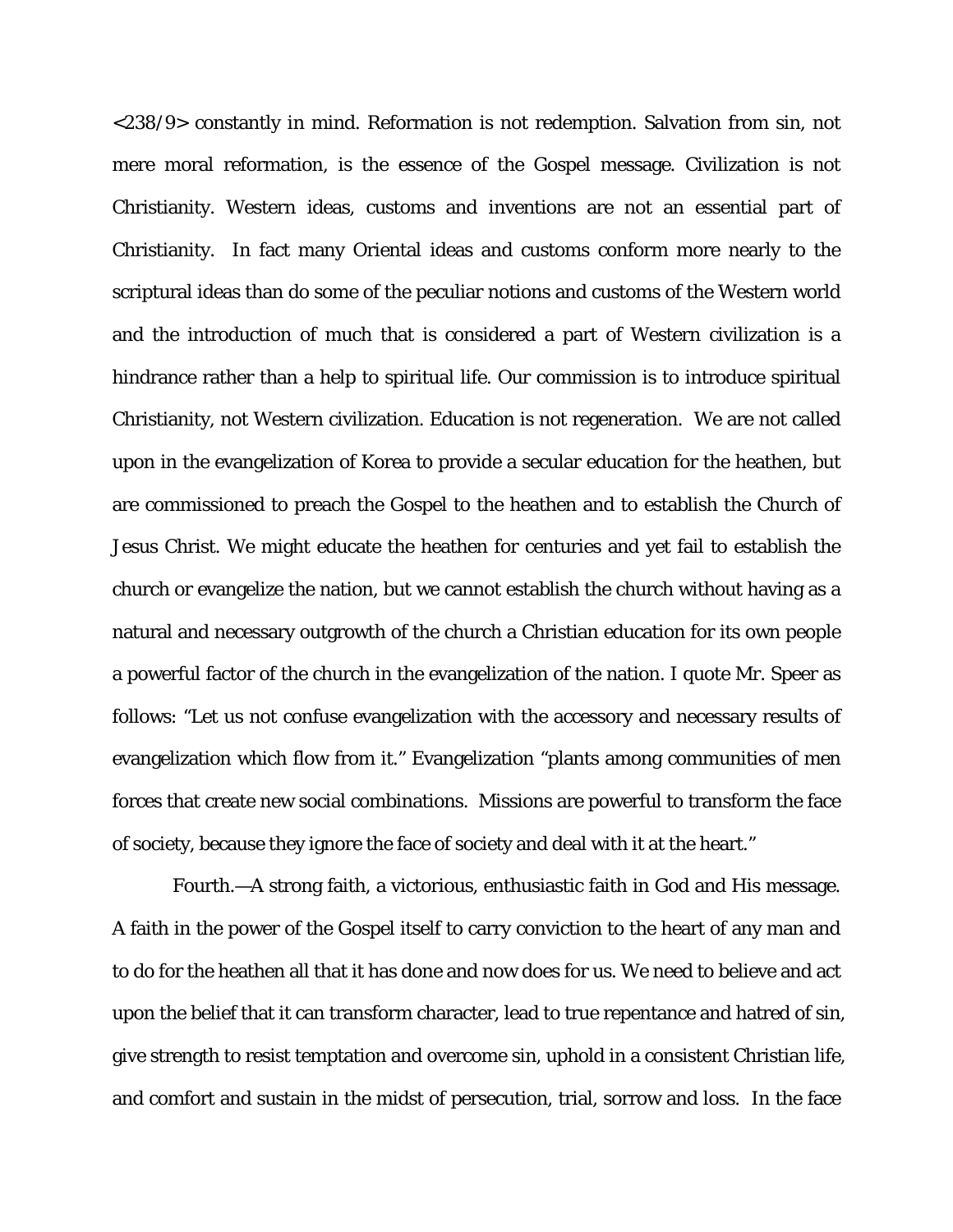<238/9> constantly in mind. Reformation is not redemption. Salvation from sin, not mere moral reformation, is the essence of the Gospel message. Civilization is not Christianity. Western ideas, customs and inventions are not an essential part of Christianity. In fact many Oriental ideas and customs conform more nearly to the scriptural ideas than do some of the peculiar notions and customs of the Western world and the introduction of much that is considered a part of Western civilization is a hindrance rather than a help to spiritual life. Our commission is to introduce spiritual Christianity, not Western civilization. Education is not regeneration. We are not called upon in the evangelization of Korea to provide a secular education for the heathen, but are commissioned to preach the Gospel to the heathen and to establish the Church of Jesus Christ. We might educate the heathen for centuries and yet fail to establish the church or evangelize the nation, but we cannot establish the church without having as a natural and necessary outgrowth of the church a Christian education for its own people a powerful factor of the church in the evangelization of the nation. I quote Mr. Speer as follows: "Let us not confuse evangelization with the accessory and necessary results of evangelization which flow from it." Evangelization "plants among communities of men forces that create new social combinations. Missions are powerful to transform the face of society, because they ignore the face of society and deal with it at the heart."

Fourth.—A strong faith, a victorious, enthusiastic faith in God and His message. A faith in the power of the Gospel itself to carry conviction to the heart of any man and to do for the heathen all that it has done and now does for us. We need to believe and act upon the belief that it can transform character, lead to true repentance and hatred of sin, give strength to resist temptation and overcome sin, uphold in a consistent Christian life, and comfort and sustain in the midst of persecution, trial, sorrow and loss. In the face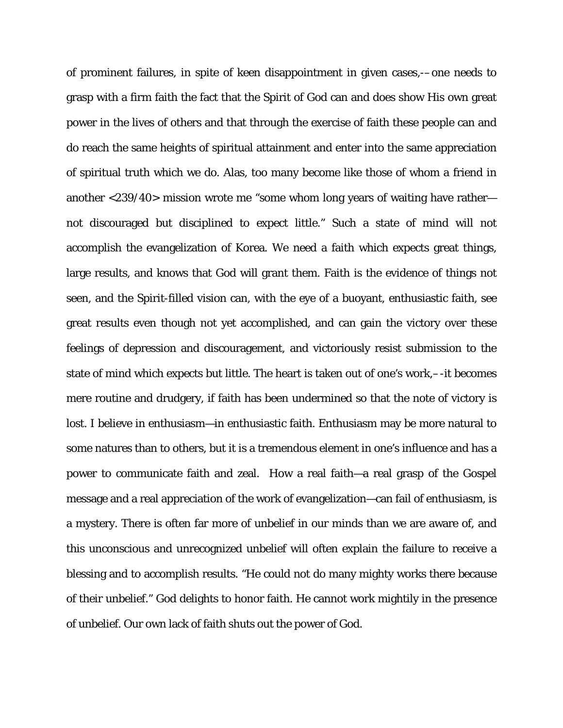of prominent failures, in spite of keen disappointment in given cases,-–one needs to grasp with a firm faith the fact that the Spirit of God can and does show His own great power in the lives of others and that through the exercise of faith these people can and do reach the same heights of spiritual attainment and enter into the same appreciation of spiritual truth which we do. Alas, too many become like those of whom a friend in another <239/40> mission wrote me "some whom long years of waiting have rather—not discouraged but disciplined to expect little." Such a state of mind will not accomplish the evangelization of Korea. We need a faith which expects great things, large results, and knows that God will grant them. Faith is the evidence of things not seen, and the Spirit-filled vision can, with the eye of a buoyant, enthusiastic faith, see great results even though not yet accomplished, and can gain the victory over these feelings of depression and discouragement, and victoriously resist submission to the state of mind which expects but little. The heart is taken out of one's work,–-it becomes mere routine and drudgery, if faith has been undermined so that the note of victory is lost. I believe in enthusiasm—in enthusiastic faith. Enthusiasm may be more natural to some natures than to others, but it is a tremendous element in one's influence and has a power to communicate faith and zeal. How a real faith—a real grasp of the Gospel message and a real appreciation of the work of evangelization—can fail of enthusiasm, is a mystery. There is often far more of unbelief in our minds than we are aware of, and this unconscious and unrecognized unbelief will often explain the failure to receive a blessing and to accomplish results. "He could not do many mighty works there because of their unbelief." God delights to honor faith. He cannot work mightily in the presence of unbelief. Our own lack of faith shuts out the power of God.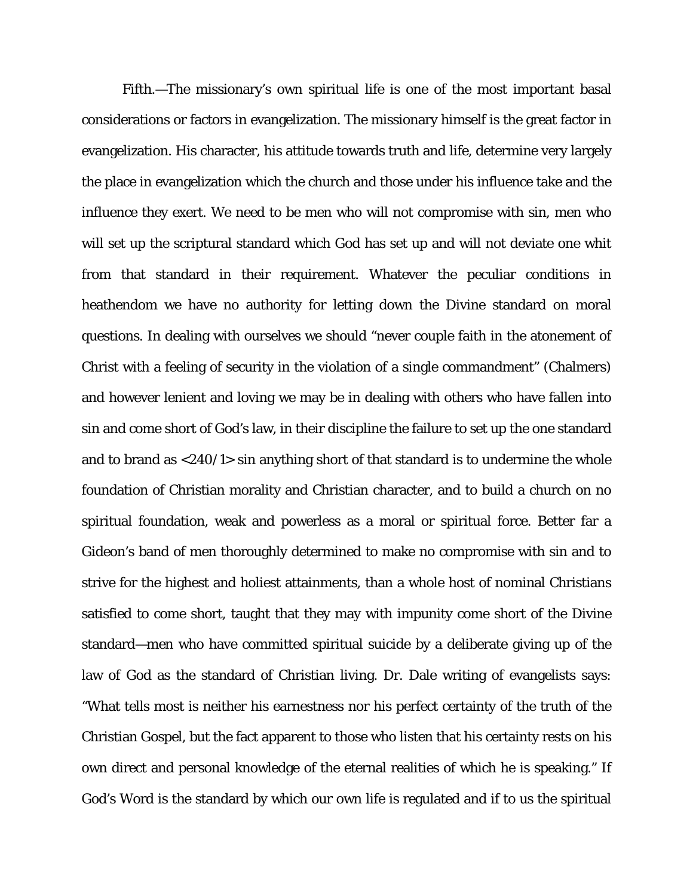Fifth.—The missionary's own spiritual life is one of the most important basal considerations or factors in evangelization. The missionary himself is the great factor in evangelization. His character, his attitude towards truth and life, determine very largely the place in evangelization which the church and those under his influence take and the influence they exert. We need to be men who will not compromise with sin, men who will set up the scriptural standard which God has set up and will not deviate one whit from that standard in their requirement. Whatever the peculiar conditions in heathendom we have no authority for letting down the Divine standard on moral questions. In dealing with ourselves we should "never couple faith in the atonement of Christ with a feeling of security in the violation of a single commandment" (Chalmers) and however lenient and loving we may be in dealing with others who have fallen into sin and come short of God's law, in their discipline the failure to set up the one standard and to brand as <240/1> sin anything short of that standard is to undermine the whole foundation of Christian morality and Christian character, and to build a church on no spiritual foundation, weak and powerless as a moral or spiritual force. Better far a Gideon's band of men thoroughly determined to make no compromise with sin and to strive for the highest and holiest attainments, than a whole host of nominal Christians satisfied to come short, taught that they may with impunity come short of the Divine standard—men who have committed spiritual suicide by a deliberate giving up of the law of God as the standard of Christian living. Dr. Dale writing of evangelists says: "What tells most is neither his earnestness nor his perfect certainty of the truth of the Christian Gospel, but the fact apparent to those who listen that his certainty rests on his own direct and personal knowledge of the eternal realities of which he is speaking." If God's Word is the standard by which our own life is regulated and if to us the spiritual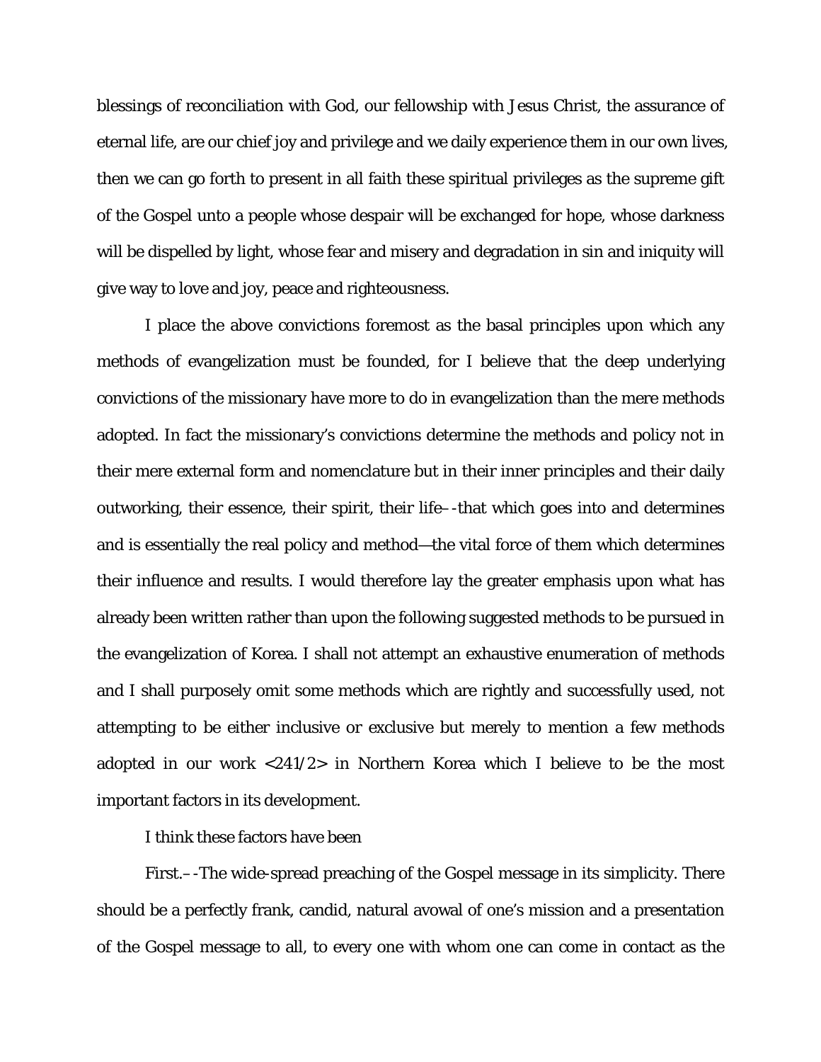blessings of reconciliation with God, our fellowship with Jesus Christ, the assurance of eternal life, are our chief joy and privilege and we daily experience them in our own lives, then we can go forth to present in all faith these spiritual privileges as the supreme gift of the Gospel unto a people whose despair will be exchanged for hope, whose darkness will be dispelled by light, whose fear and misery and degradation in sin and iniquity will give way to love and joy, peace and righteousness.

I place the above convictions foremost as the basal principles upon which any methods of evangelization must be founded, for I believe that the deep underlying convictions of the missionary have more to do in evangelization than the mere methods adopted. In fact the missionary's convictions determine the methods and policy not in their mere external form and nomenclature but in their inner principles and their daily outworking, their essence, their spirit, their life–-that which goes into and determines and is essentially the real policy and method—the vital force of them which determines their influence and results. I would therefore lay the greater emphasis upon what has already been written rather than upon the following suggested methods to be pursued in the evangelization of Korea. I shall not attempt an exhaustive enumeration of methods and I shall purposely omit some methods which are rightly and successfully used, not attempting to be either inclusive or exclusive but merely to mention a few methods adopted in our work <241/2> in Northern Korea which I believe to be the most important factors in its development.

I think these factors have been

First.–-The wide-spread preaching of the Gospel message in its simplicity. There should be a perfectly frank, candid, natural avowal of one's mission and a presentation of the Gospel message to all, to every one with whom one can come in contact as the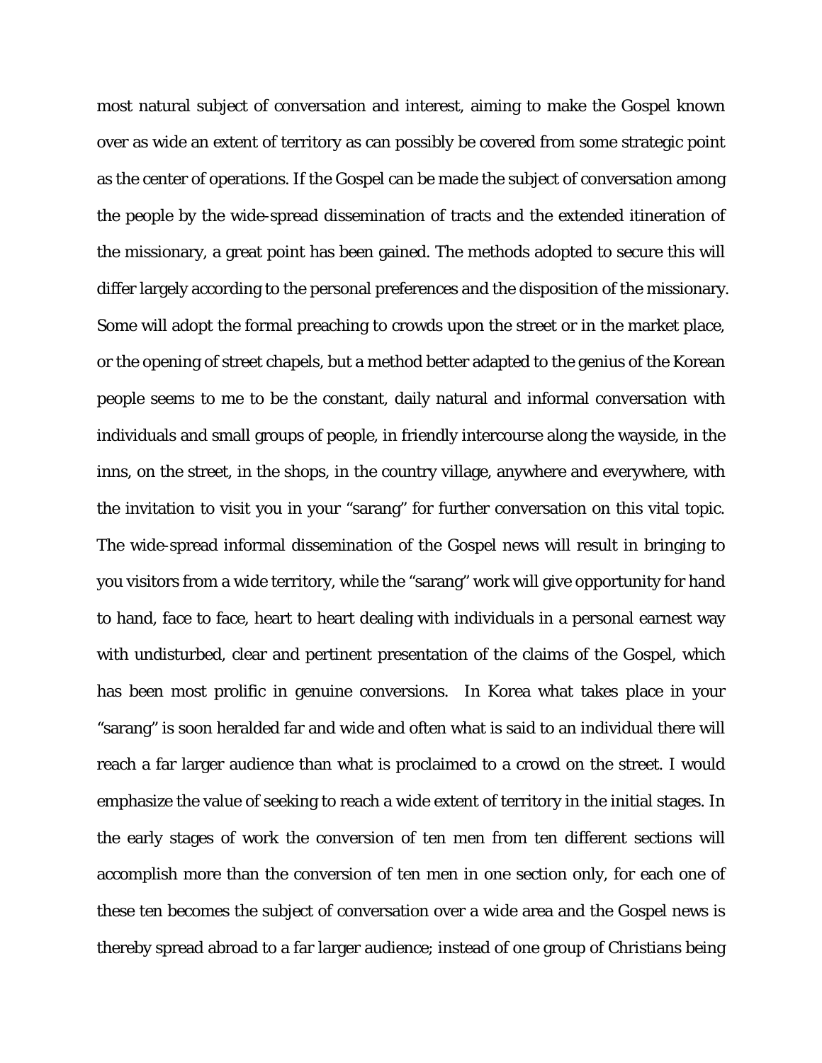most natural subject of conversation and interest, aiming to make the Gospel known over as wide an extent of territory as can possibly be covered from some strategic point as the center of operations. If the Gospel can be made the subject of conversation among the people by the wide-spread dissemination of tracts and the extended itineration of the missionary, a great point has been gained. The methods adopted to secure this will differ largely according to the personal preferences and the disposition of the missionary. Some will adopt the formal preaching to crowds upon the street or in the market place, or the opening of street chapels, but a method better adapted to the genius of the Korean people seems to me to be the constant, daily natural and informal conversation with individuals and small groups of people, in friendly intercourse along the wayside, in the inns, on the street, in the shops, in the country village, anywhere and everywhere, with the invitation to visit you in your "sarang" for further conversation on this vital topic. The wide-spread informal dissemination of the Gospel news will result in bringing to you visitors from a wide territory, while the "sarang" work will give opportunity for hand to hand, face to face, heart to heart dealing with individuals in a personal earnest way with undisturbed, clear and pertinent presentation of the claims of the Gospel, which has been most prolific in genuine conversions. In Korea what takes place in your "sarang" is soon heralded far and wide and often what is said to an individual there will reach a far larger audience than what is proclaimed to a crowd on the street. I would emphasize the value of seeking to reach a wide extent of territory in the initial stages. In the early stages of work the conversion of ten men from ten different sections will accomplish more than the conversion of ten men in one section only, for each one of these ten becomes the subject of conversation over a wide area and the Gospel news is thereby spread abroad to a far larger audience; instead of one group of Christians being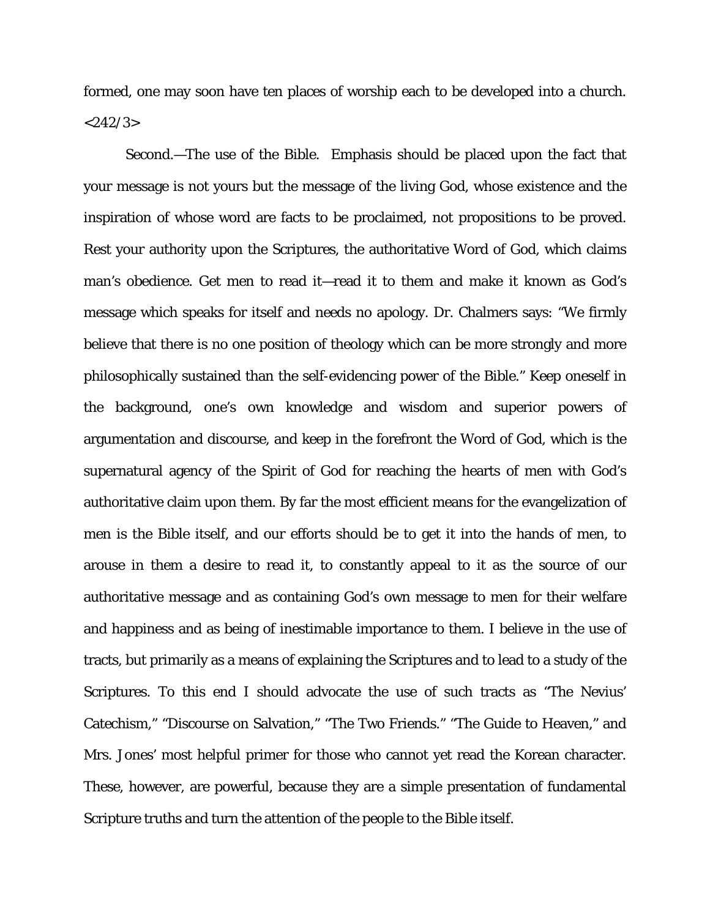formed, one may soon have ten places of worship each to be developed into a church. <242/3>

Second.—The use of the Bible. Emphasis should be placed upon the fact that your message is not yours but the message of the living God, whose existence and the inspiration of whose word are facts to be proclaimed, not propositions to be proved. Rest your authority upon the Scriptures, the authoritative Word of God, which claims man's obedience. Get men to read it—read it to them and make it known as God's message which speaks for itself and needs no apology. Dr. Chalmers says: "We firmly believe that there is no one position of theology which can be more strongly and more philosophically sustained than the self-evidencing power of the Bible." Keep oneself in the background, one's own knowledge and wisdom and superior powers of argumentation and discourse, and keep in the forefront the Word of God, which is the supernatural agency of the Spirit of God for reaching the hearts of men with God's authoritative claim upon them. By far the most efficient means for the evangelization of men is the Bible itself, and our efforts should be to get it into the hands of men, to arouse in them a desire to read it, to constantly appeal to it as the source of our authoritative message and as containing God's own message to men for their welfare and happiness and as being of inestimable importance to them. I believe in the use of tracts, but primarily as a means of explaining the Scriptures and to lead to a study of the Scriptures. To this end I should advocate the use of such tracts as "The Nevius' Catechism," "Discourse on Salvation," "The Two Friends." "The Guide to Heaven," and Mrs. Jones' most helpful primer for those who cannot yet read the Korean character. These, however, are powerful, because they are a simple presentation of fundamental Scripture truths and turn the attention of the people to the Bible itself.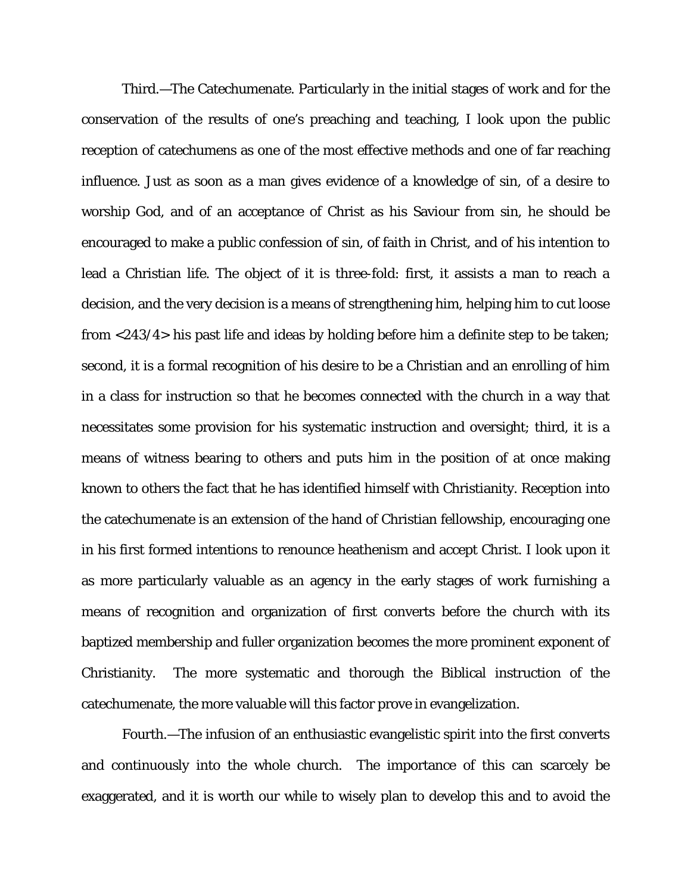Third.—The Catechumenate. Particularly in the initial stages of work and for the conservation of the results of one's preaching and teaching, I look upon the public reception of catechumens as one of the most effective methods and one of far reaching influence. Just as soon as a man gives evidence of a knowledge of sin, of a desire to worship God, and of an acceptance of Christ as his Saviour from sin, he should be encouraged to make a public confession of sin, of faith in Christ, and of his intention to lead a Christian life. The object of it is three-fold: first, it assists a man to reach a decision, and the very decision is a means of strengthening him, helping him to cut loose from <243/4> his past life and ideas by holding before him a definite step to be taken; second, it is a formal recognition of his desire to be a Christian and an enrolling of him in a class for instruction so that he becomes connected with the church in a way that necessitates some provision for his systematic instruction and oversight; third, it is a means of witness bearing to others and puts him in the position of at once making known to others the fact that he has identified himself with Christianity. Reception into the catechumenate is an extension of the hand of Christian fellowship, encouraging one in his first formed intentions to renounce heathenism and accept Christ. I look upon it as more particularly valuable as an agency in the early stages of work furnishing a means of recognition and organization of first converts before the church with its baptized membership and fuller organization becomes the more prominent exponent of Christianity. The more systematic and thorough the Biblical instruction of the catechumenate, the more valuable will this factor prove in evangelization.

Fourth.—The infusion of an enthusiastic evangelistic spirit into the first converts and continuously into the whole church. The importance of this can scarcely be exaggerated, and it is worth our while to wisely plan to develop this and to avoid the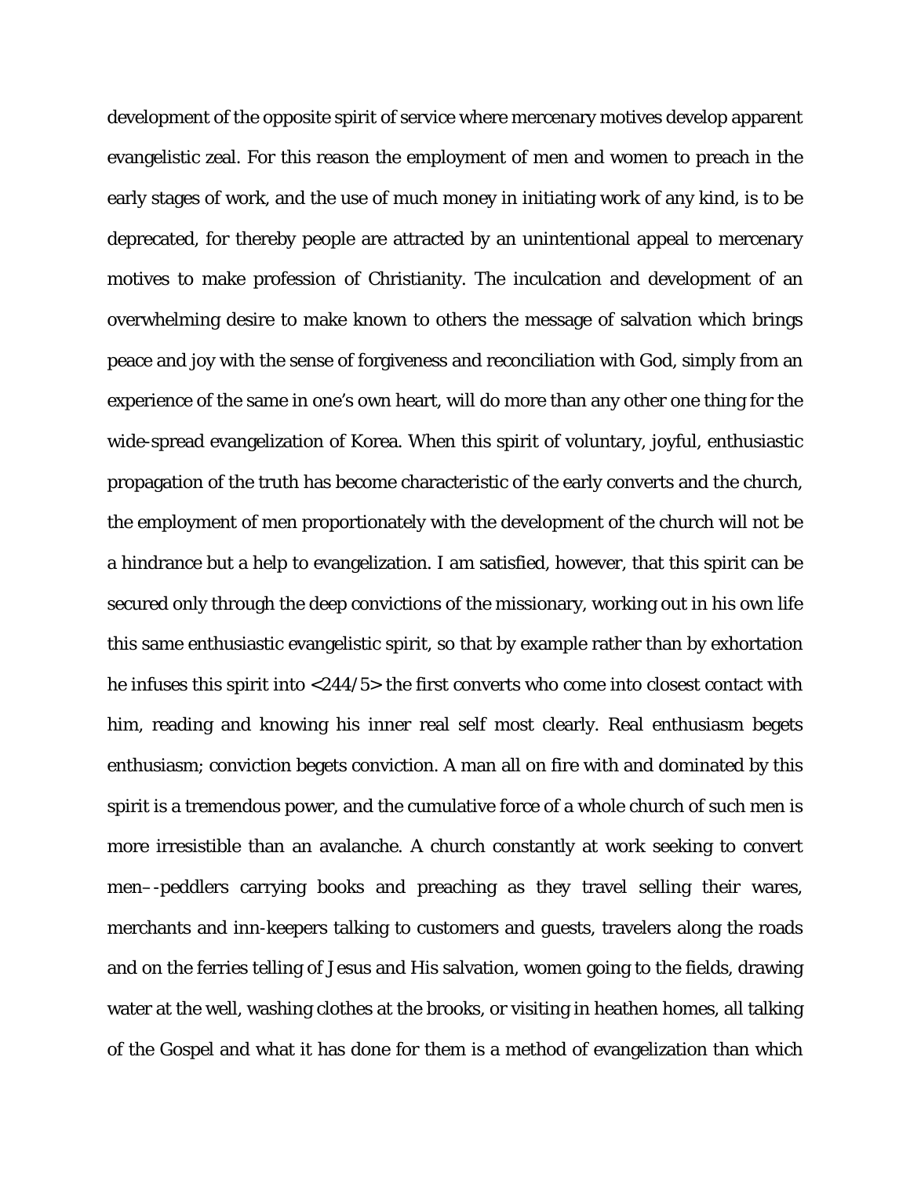development of the opposite spirit of service where mercenary motives develop apparent evangelistic zeal. For this reason the employment of men and women to preach in the early stages of work, and the use of much money in initiating work of any kind, is to be deprecated, for thereby people are attracted by an unintentional appeal to mercenary motives to make profession of Christianity. The inculcation and development of an overwhelming desire to make known to others the message of salvation which brings peace and joy with the sense of forgiveness and reconciliation with God, simply from an experience of the same in one's own heart, will do more than any other one thing for the wide-spread evangelization of Korea. When this spirit of voluntary, joyful, enthusiastic propagation of the truth has become characteristic of the early converts and the church, the employment of men proportionately with the development of the church will not be a hindrance but a help to evangelization. I am satisfied, however, that this spirit can be secured only through the deep convictions of the missionary, working out in his own life this same enthusiastic evangelistic spirit, so that by example rather than by exhortation he infuses this spirit into <244/5> the first converts who come into closest contact with him, reading and knowing his inner real self most clearly. Real enthusiasm begets enthusiasm; conviction begets conviction. A man all on fire with and dominated by this spirit is a tremendous power, and the cumulative force of a whole church of such men is more irresistible than an avalanche. A church constantly at work seeking to convert men–-peddlers carrying books and preaching as they travel selling their wares, merchants and inn-keepers talking to customers and guests, travelers along the roads and on the ferries telling of Jesus and His salvation, women going to the fields, drawing water at the well, washing clothes at the brooks, or visiting in heathen homes, all talking of the Gospel and what it has done for them is a method of evangelization than which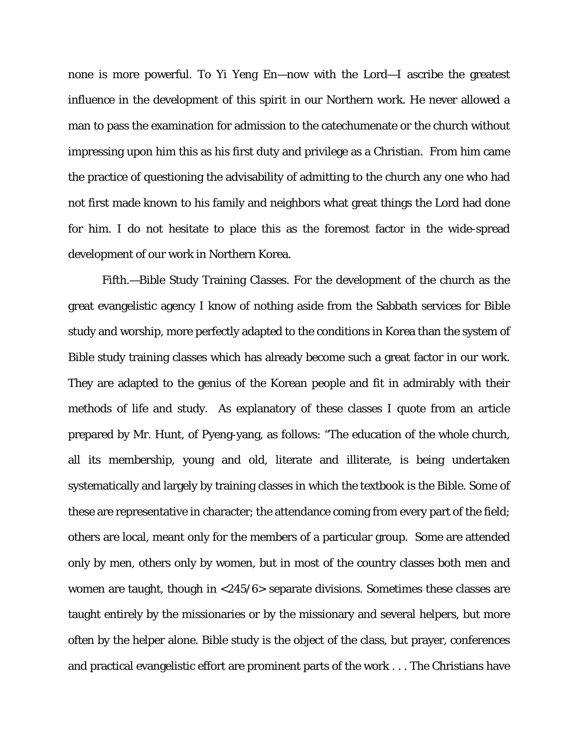none is more powerful. To Yi Yeng En—now with the Lord—I ascribe the greatest influence in the development of this spirit in our Northern work. He never allowed a man to pass the examination for admission to the catechumenate or the church without impressing upon him this as his first duty and privilege as a Christian. From him came the practice of questioning the advisability of admitting to the church any one who had not first made known to his family and neighbors what great things the Lord had done for him. I do not hesitate to place this as the foremost factor in the wide-spread development of our work in Northern Korea.

Fifth.—Bible Study Training Classes. For the development of the church as the great evangelistic agency I know of nothing aside from the Sabbath services for Bible study and worship, more perfectly adapted to the conditions in Korea than the system of Bible study training classes which has already become such a great factor in our work. They are adapted to the genius of the Korean people and fit in admirably with their methods of life and study. As explanatory of these classes I quote from an article prepared by Mr. Hunt, of Pyeng-yang, as follows: "The education of the whole church, all its membership, young and old, literate and illiterate, is being undertaken systematically and largely by training classes in which the textbook is the Bible. Some of these are representative in character; the attendance coming from every part of the field; others are local, meant only for the members of a particular group. Some are attended only by men, others only by women, but in most of the country classes both men and women are taught, though in <245/6> separate divisions. Sometimes these classes are taught entirely by the missionaries or by the missionary and several helpers, but more often by the helper alone. Bible study is the object of the class, but prayer, conferences and practical evangelistic effort are prominent parts of the work . . . The Christians have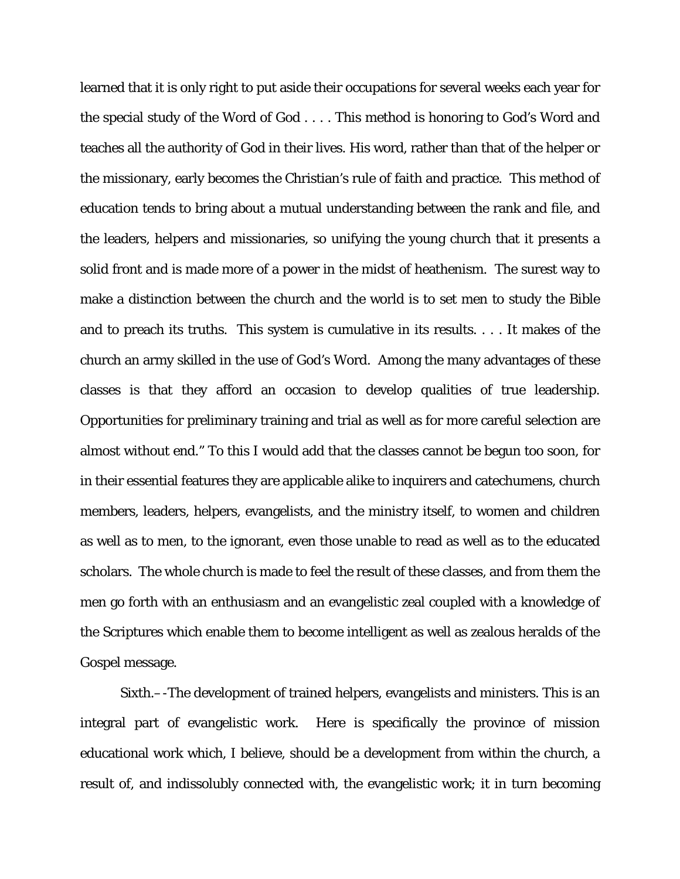learned that it is only right to put aside their occupations for several weeks each year for the special study of the Word of God . . . . This method is honoring to God's Word and teaches all the authority of God in their lives. His word, rather than that of the helper or the missionary, early becomes the Christian's rule of faith and practice. This method of education tends to bring about a mutual understanding between the rank and file, and the leaders, helpers and missionaries, so unifying the young church that it presents a solid front and is made more of a power in the midst of heathenism. The surest way to make a distinction between the church and the world is to set men to study the Bible and to preach its truths. This system is cumulative in its results. . . . It makes of the church an army skilled in the use of God's Word. Among the many advantages of these classes is that they afford an occasion to develop qualities of true leadership. Opportunities for preliminary training and trial as well as for more careful selection are almost without end." To this I would add that the classes cannot be begun too soon, for in their essential features they are applicable alike to inquirers and catechumens, church members, leaders, helpers, evangelists, and the ministry itself, to women and children as well as to men, to the ignorant, even those unable to read as well as to the educated scholars. The whole church is made to feel the result of these classes, and from them the men go forth with an enthusiasm and an evangelistic zeal coupled with a knowledge of the Scriptures which enable them to become intelligent as well as zealous heralds of the Gospel message.

Sixth.–-The development of trained helpers, evangelists and ministers. This is an integral part of evangelistic work. Here is specifically the province of mission educational work which, I believe, should be a development from within the church, a result of, and indissolubly connected with, the evangelistic work; it in turn becoming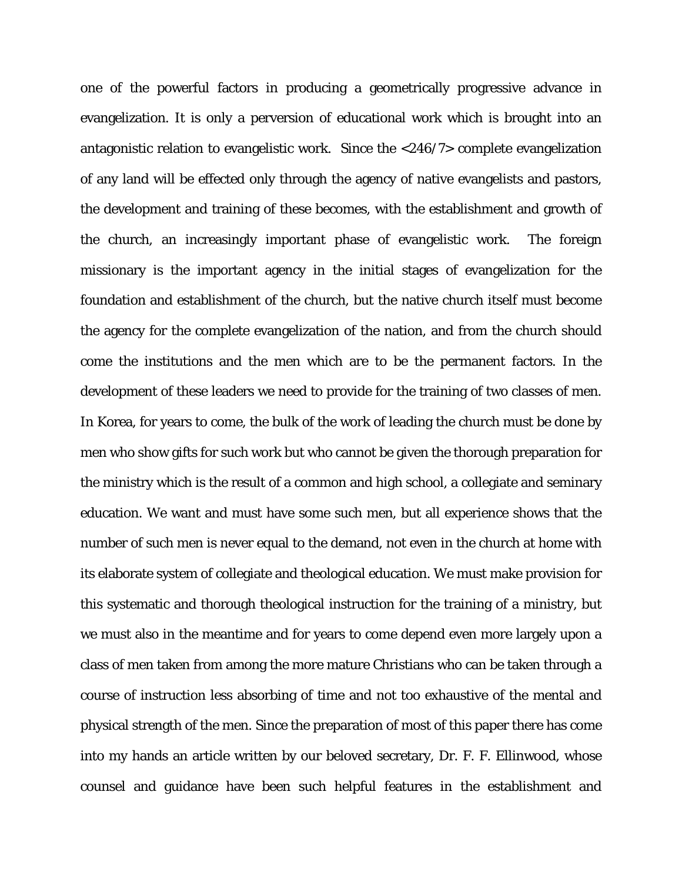one of the powerful factors in producing a geometrically progressive advance in evangelization. It is only a perversion of educational work which is brought into an antagonistic relation to evangelistic work. Since the <246/7> complete evangelization of any land will be effected only through the agency of native evangelists and pastors, the development and training of these becomes, with the establishment and growth of the church, an increasingly important phase of evangelistic work. The foreign missionary is the important agency in the initial stages of evangelization for the foundation and establishment of the church, but the native church itself must become the agency for the complete evangelization of the nation, and from the church should come the institutions and the men which are to be the permanent factors. In the development of these leaders we need to provide for the training of two classes of men. In Korea, for years to come, the bulk of the work of leading the church must be done by men who show gifts for such work but who cannot be given the thorough preparation for the ministry which is the result of a common and high school, a collegiate and seminary education. We want and must have some such men, but all experience shows that the number of such men is never equal to the demand, not even in the church at home with its elaborate system of collegiate and theological education. We must make provision for this systematic and thorough theological instruction for the training of a ministry, but we must also in the meantime and for years to come depend even more largely upon a class of men taken from among the more mature Christians who can be taken through a course of instruction less absorbing of time and not too exhaustive of the mental and physical strength of the men. Since the preparation of most of this paper there has come into my hands an article written by our beloved secretary, Dr. F. F. Ellinwood, whose counsel and guidance have been such helpful features in the establishment and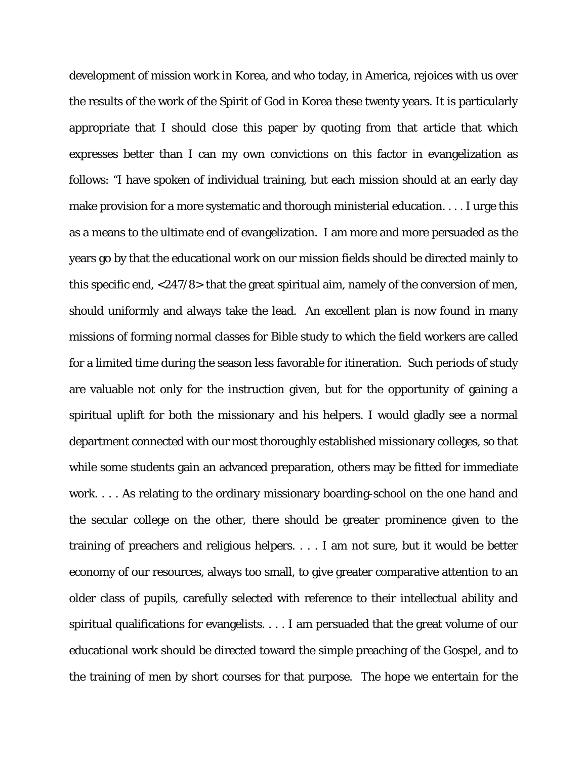development of mission work in Korea, and who today, in America, rejoices with us over the results of the work of the Spirit of God in Korea these twenty years. It is particularly appropriate that I should close this paper by quoting from that article that which expresses better than I can my own convictions on this factor in evangelization as follows: "I have spoken of individual training, but each mission should at an early day make provision for a more systematic and thorough ministerial education. . . . I urge this as a means to the ultimate end of evangelization. I am more and more persuaded as the years go by that the educational work on our mission fields should be directed mainly to this specific end, <247/8> that the great spiritual aim, namely of the conversion of men, should uniformly and always take the lead. An excellent plan is now found in many missions of forming normal classes for Bible study to which the field workers are called for a limited time during the season less favorable for itineration. Such periods of study are valuable not only for the instruction given, but for the opportunity of gaining a spiritual uplift for both the missionary and his helpers. I would gladly see a normal department connected with our most thoroughly established missionary colleges, so that while some students gain an advanced preparation, others may be fitted for immediate work. . . . As relating to the ordinary missionary boarding-school on the one hand and the secular college on the other, there should be greater prominence given to the training of preachers and religious helpers. . . . I am not sure, but it would be better economy of our resources, always too small, to give greater comparative attention to an older class of pupils, carefully selected with reference to their intellectual ability and spiritual qualifications for evangelists. . . . I am persuaded that the great volume of our educational work should be directed toward the simple preaching of the Gospel, and to the training of men by short courses for that purpose. The hope we entertain for the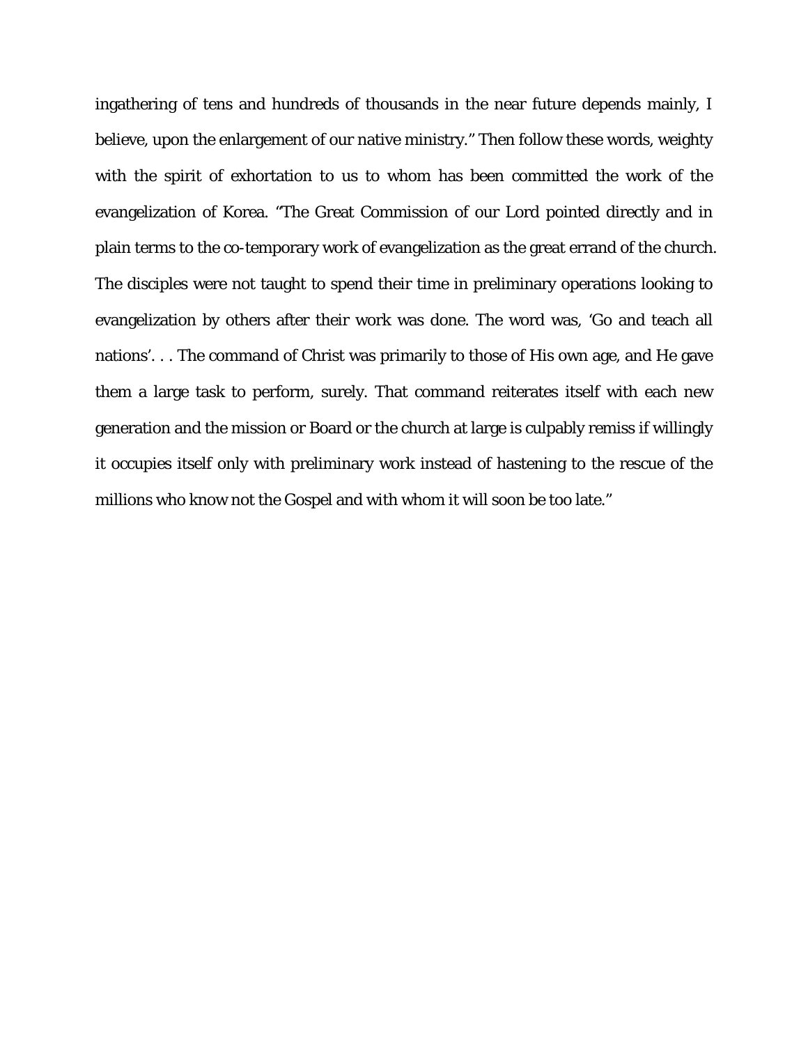ingathering of tens and hundreds of thousands in the near future depends mainly, I believe, upon the enlargement of our native ministry." Then follow these words, weighty with the spirit of exhortation to us to whom has been committed the work of the evangelization of Korea. "The Great Commission of our Lord pointed directly and in plain terms to the co-temporary work of evangelization as the great errand of the church. The disciples were not taught to spend their time in preliminary operations looking to evangelization by others after their work was done. The word was, 'Go and teach all nations'. . . The command of Christ was primarily to those of His own age, and He gave them a large task to perform, surely. That command reiterates itself with each new generation and the mission or Board or the church at large is culpably remiss if willingly it occupies itself only with preliminary work instead of hastening to the rescue of the millions who know not the Gospel and with whom it will soon be too late."